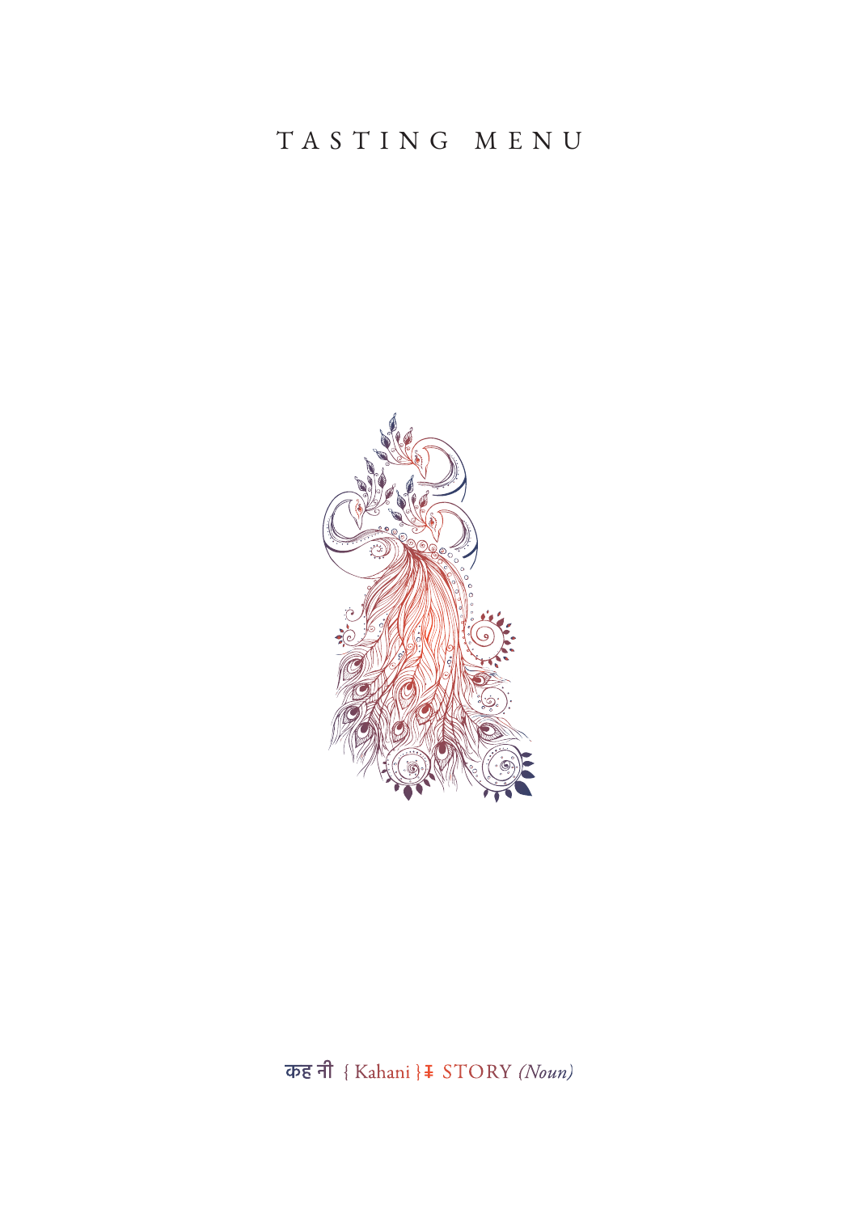# TASTING MENU

कहानी { Kahani } ǂ STORY *(Noun)*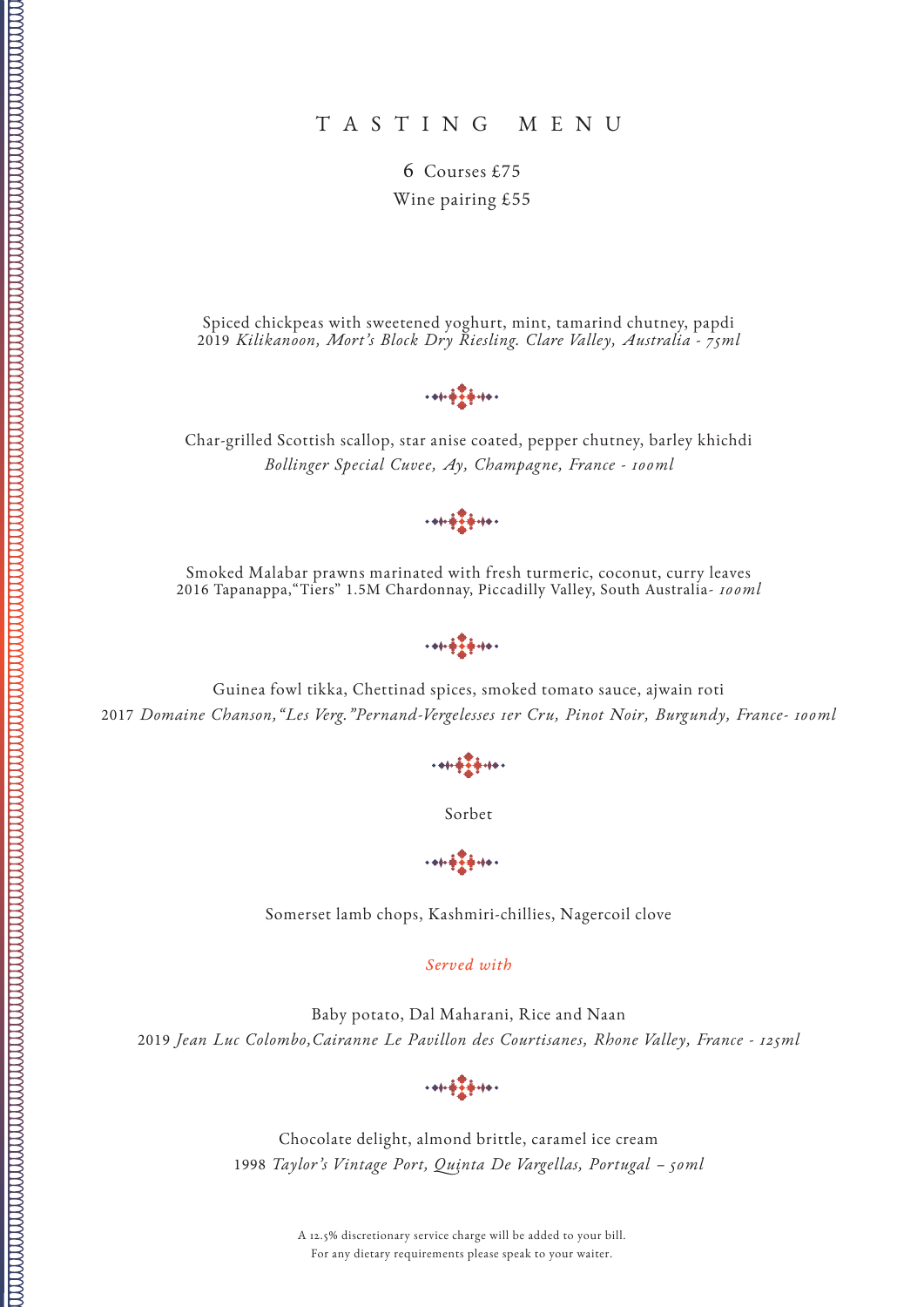# TASTING MENU

6 Courses £75

Wine pairing £55

Spiced chickpeas with sweetened yoghurt, mint, tamarind chutney, papdi

2019 *Kilikanoon, Mort's Block Dry Riesling. Clare Valley, Australia - 75ml*

Char-grilled Scottish scallop, star anise coated, pepper chutney, barley khichdi

*Bollinger Special Cuvee, Ay, Champagne, France - 100ml*

Smoked Malabar prawns marinated with fresh turmeric, coconut, curry leaves

2016 Tapanappa,"Tiers" 1.5M Chardonnay, Piccadilly Valley, South Australia- *100ml*

Guinea fowl tikka, Chettinad spices, smoked tomato sauce, ajwain roti

2017 *Domaine Chanson,"Les Verg."Pernand-Vergelesses 1er Cru, Pinot Noir, Burgundy, France- 100ml*

Sorbet

Somerset lamb chops, Kashmiri-chillies, Nagercoil clove

*Served with*

Baby potato, Dal Maharani, Rice and Naan

2019 *Jean Luc Colombo,Cairanne Le Pavillon des Courtisanes, Rhone Valley, France - 125ml*

Chocolate delight, almond brittle, caramel ice cream

1998 *Taylor's Vintage Port, Quinta De Vargellas, Portugal – 50ml*

A 12.5% discretionary service charge will be added to your bill.
For any dietary requirements please speak to your waiter.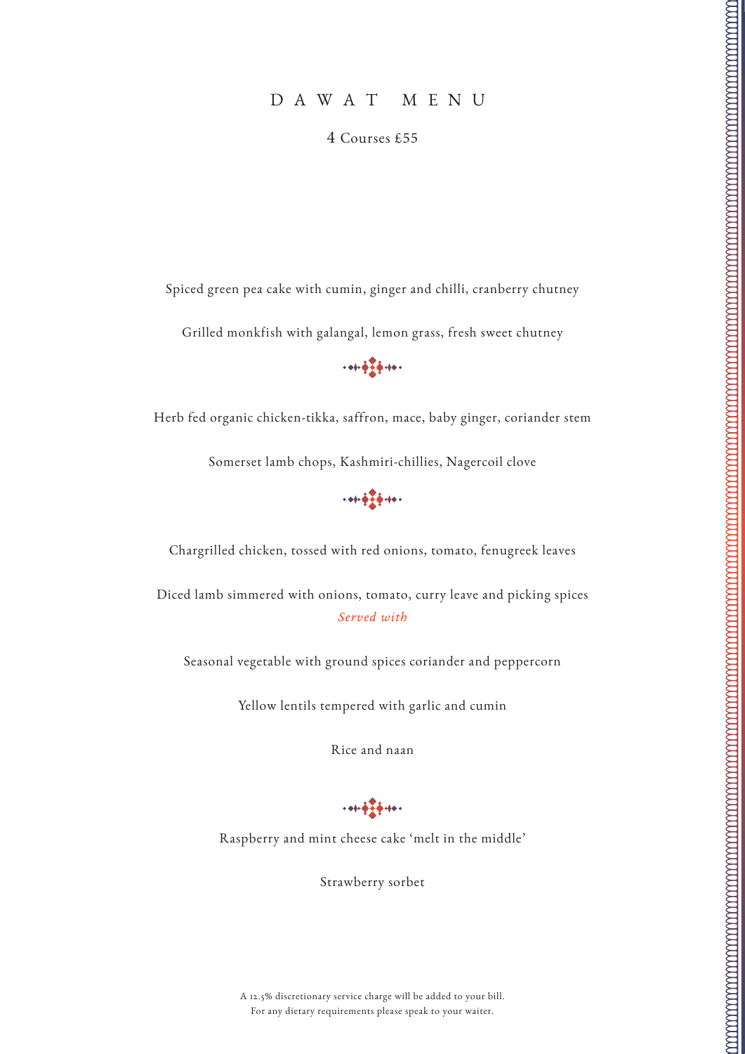# DAWAT MENU

4 Courses £55

Spiced green pea cake with cumin, ginger and chilli, cranberry chutney

Grilled monkfish with galangal, lemon grass, fresh sweet chutney

Herb fed organic chicken-tikka, saffron, mace, baby ginger, coriander stem

Somerset lamb chops, Kashmiri-chillies, Nagercoil clove

Chargrilled chicken, tossed with red onions, tomato, fenugreek leaves

Diced lamb simmered with onions, tomato, curry leave and picking spices

*Served with*

Seasonal vegetable with ground spices coriander and peppercorn

Yellow lentils tempered with garlic and cumin

Rice and naan

Raspberry and mint cheese cake 'melt in the middle'

Strawberry sorbet

A 12.5% discretionary service charge will be added to your bill.
For any dietary requirements please speak to your waiter.